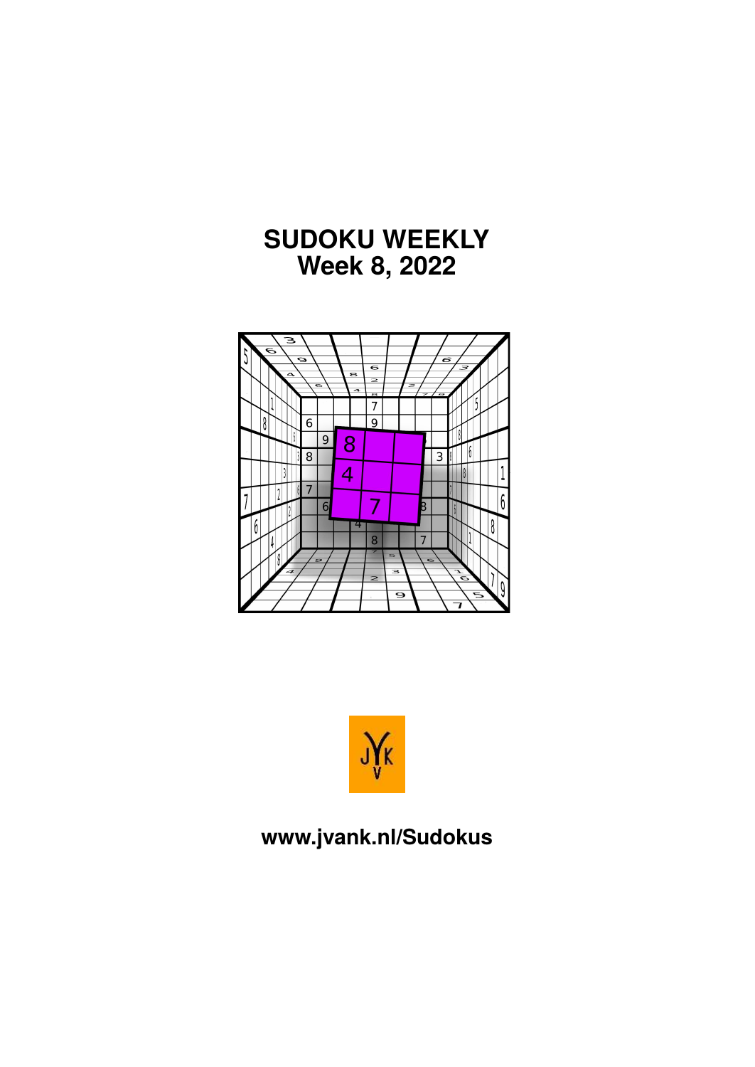# SUDOKU WEEKLY
# Week 8, 2022

www.jvank.nl/Sudokus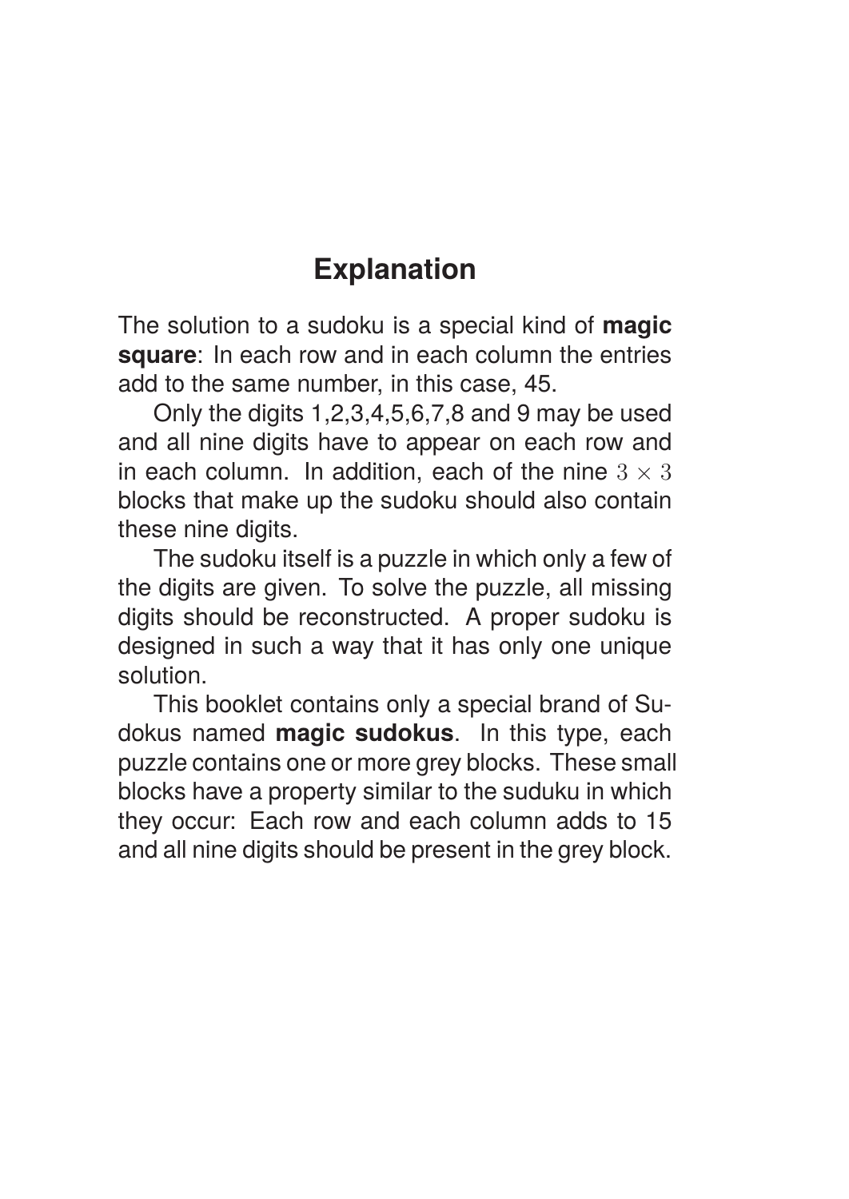## Explanation

The solution to a sudoku is a special kind of **magic square**: In each row and in each column the entries add to the same number, in this case, 45.

Only the digits 1,2,3,4,5,6,7,8 and 9 may be used and all nine digits have to appear on each row and in each column. In addition, each of the nine $3 \times 3$ blocks that make up the sudoku should also contain these nine digits.

The sudoku itself is a puzzle in which only a few of the digits are given. To solve the puzzle, all missing digits should be reconstructed. A proper sudoku is designed in such a way that it has only one unique solution.

This booklet contains only a special brand of Sudokus named **magic sudokus**. In this type, each puzzle contains one or more grey blocks. These small blocks have a property similar to the suduku in which they occur: Each row and each column adds to 15 and all nine digits should be present in the grey block.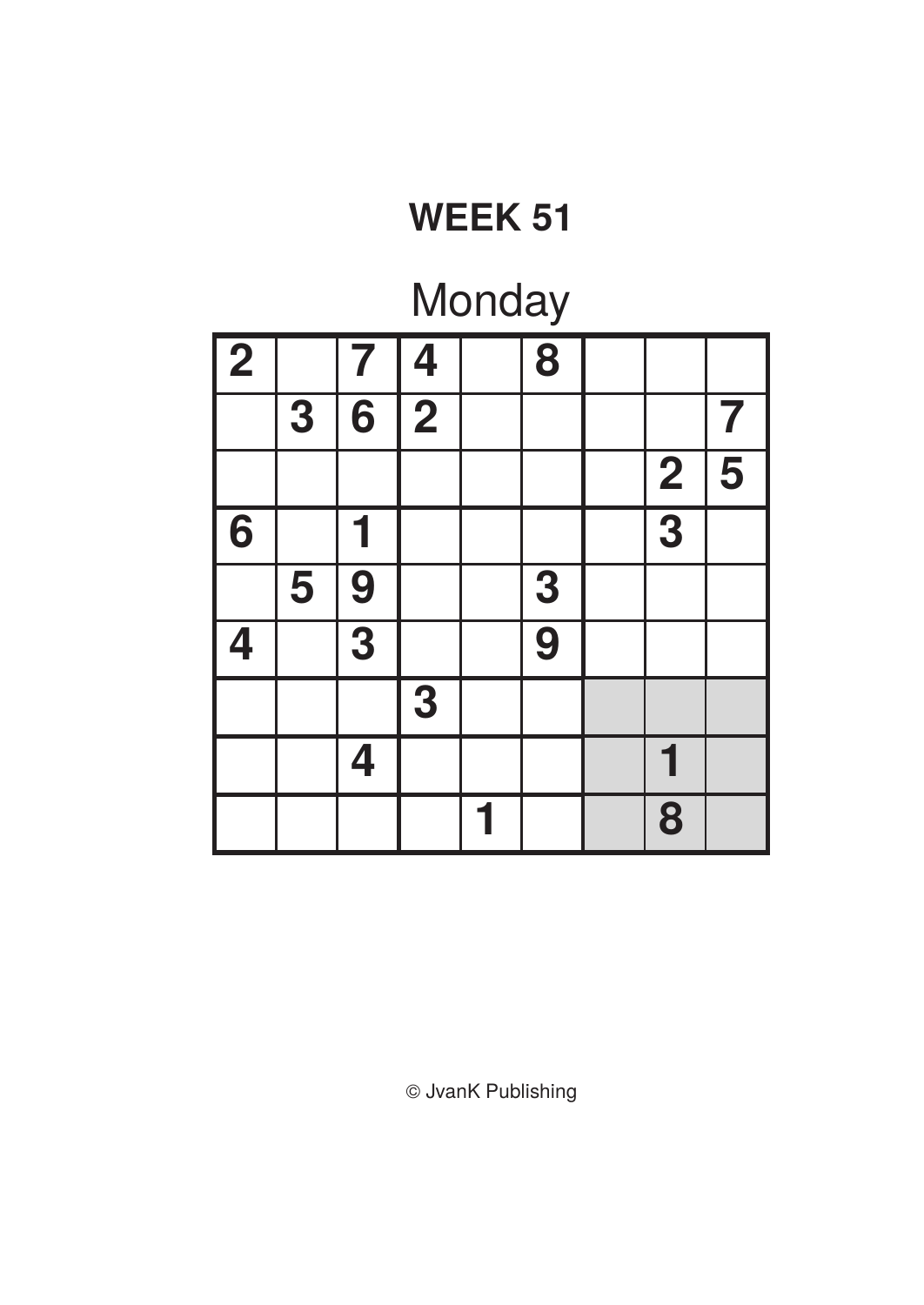# WEEK 51

## Monday

| | | | | | | | | |
|---|---|---|---|---|---|---|---|---|
| 2 | | 7 | 4 | | 8 | | | |
| | 3 | 6 | 2 | | | | | 7 |
| | | | | | | | 2 | 5 |
| 6 | | 1 | | | | | 3 | |
| | 5 | 9 | | | 3 | | | |
| 4 | | 3 | | | 9 | | | |
| | | | 3 | | | | | |
| | | 4 | | | | | 1 | |
| | | | | 1 | | | 8 | |

© JvanK Publishing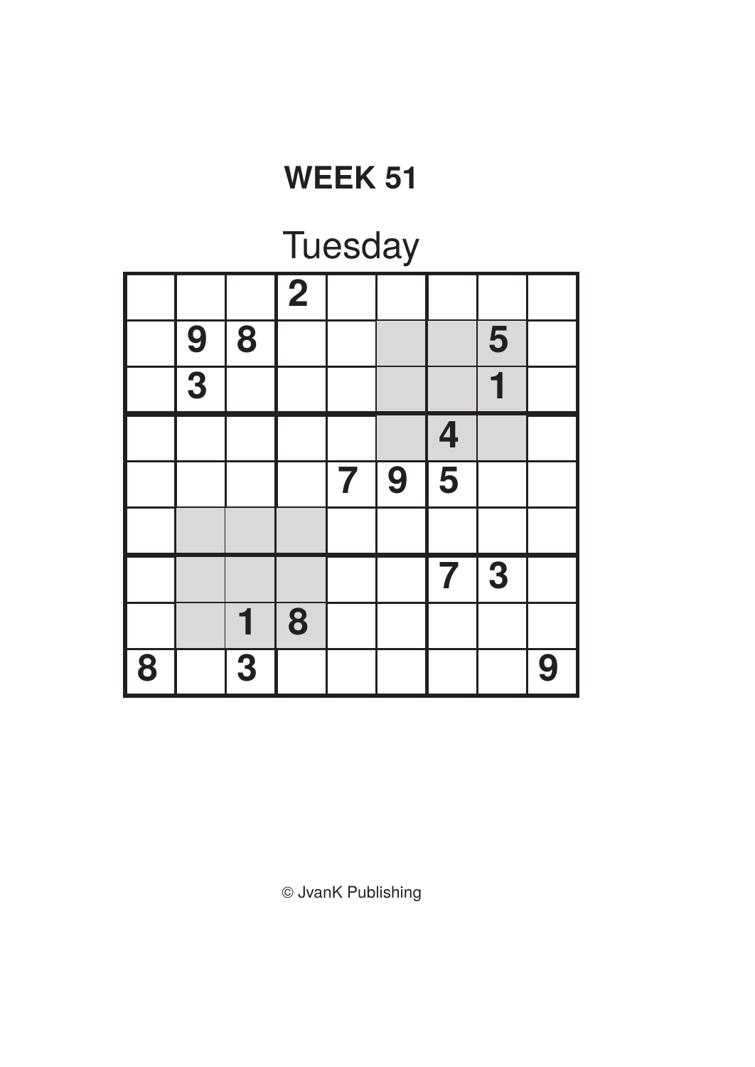# WEEK 51

## Tuesday

| | | | | | | | | |
|---|---|---|---|---|---|---|---|---|
| | | | 2 | | | | | |
| | 9 | 8 | | | | | 5 | |
| | 3 | | | | | | 1 | |
| | | | | | | 4 | | |
| | | | | 7 | 9 | 5 | | |
| | | | | | | | | |
| | | | | | | 7 | 3 | |
| | | 1 | 8 | | | | | |
| 8 | | 3 | | | | | | 9 |

© JvanK Publishing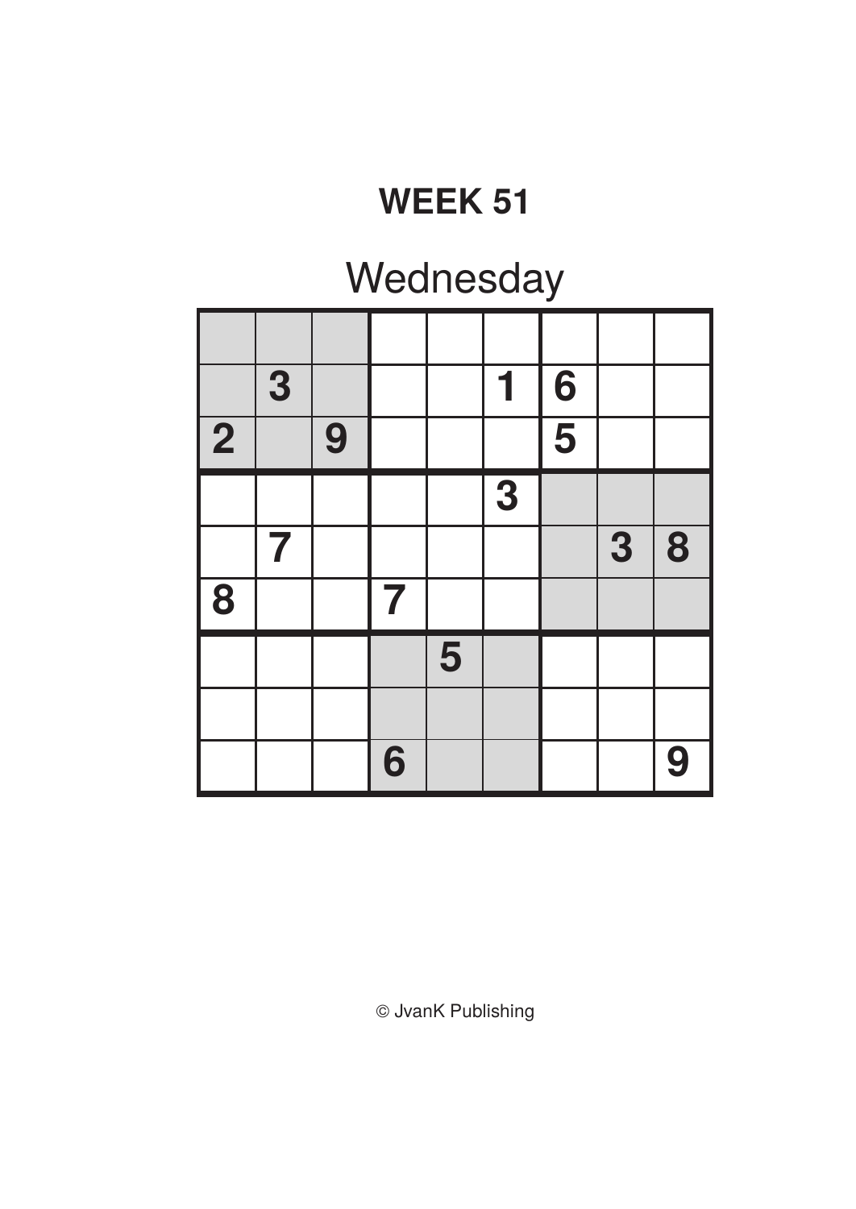# WEEK 51

## Wednesday

| | | | | | | | | |
|---|---|---|---|---|---|---|---|---|
| | | | | | | | | |
| | 3 | | | | 1 | 6 | | |
| 2 | | 9 | | | | 5 | | |
| | | | | | 3 | | | |
| | 7 | | | | | | 3 | 8 |
| 8 | | | 7 | | | | | |
| | | | | 5 | | | | |
| | | | | | | | | |
| | | | 6 | | | | | 9 |

© JvanK Publishing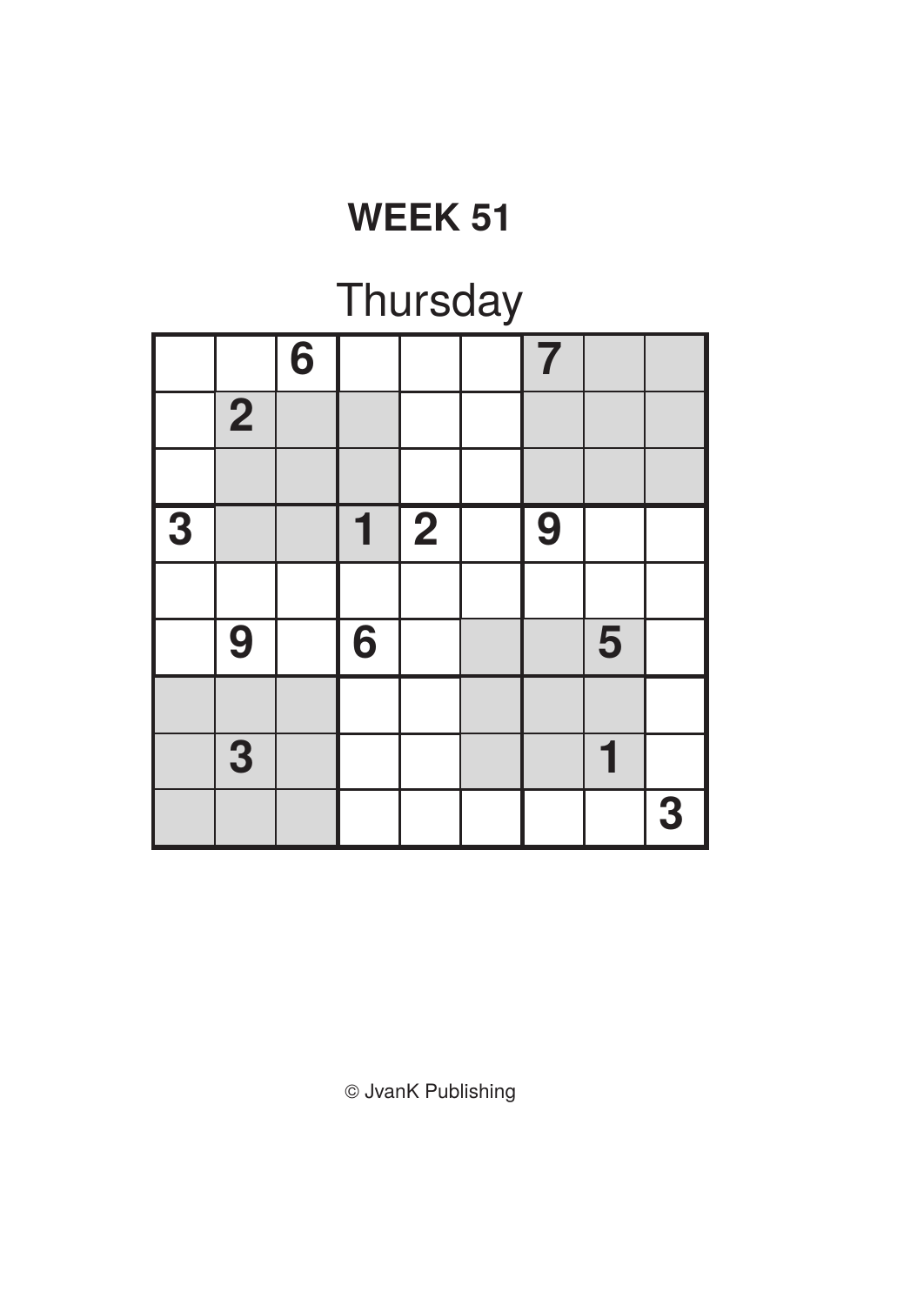# WEEK 51

## Thursday

| | | | | | | | | |
|---|---|---|---|---|---|---|---|---|
| | | 6 | | | | 7 | | |
| | 2 | | | | | | | |
| | | | | | | | | |
| 3 | | | 1 | 2 | | 9 | | |
| | | | | | | | | |
| | 9 | | 6 | | | | 5 | |
| | | | | | | | | |
| | 3 | | | | | | 1 | |
| | | | | | | | | 3 |

© JvanK Publishing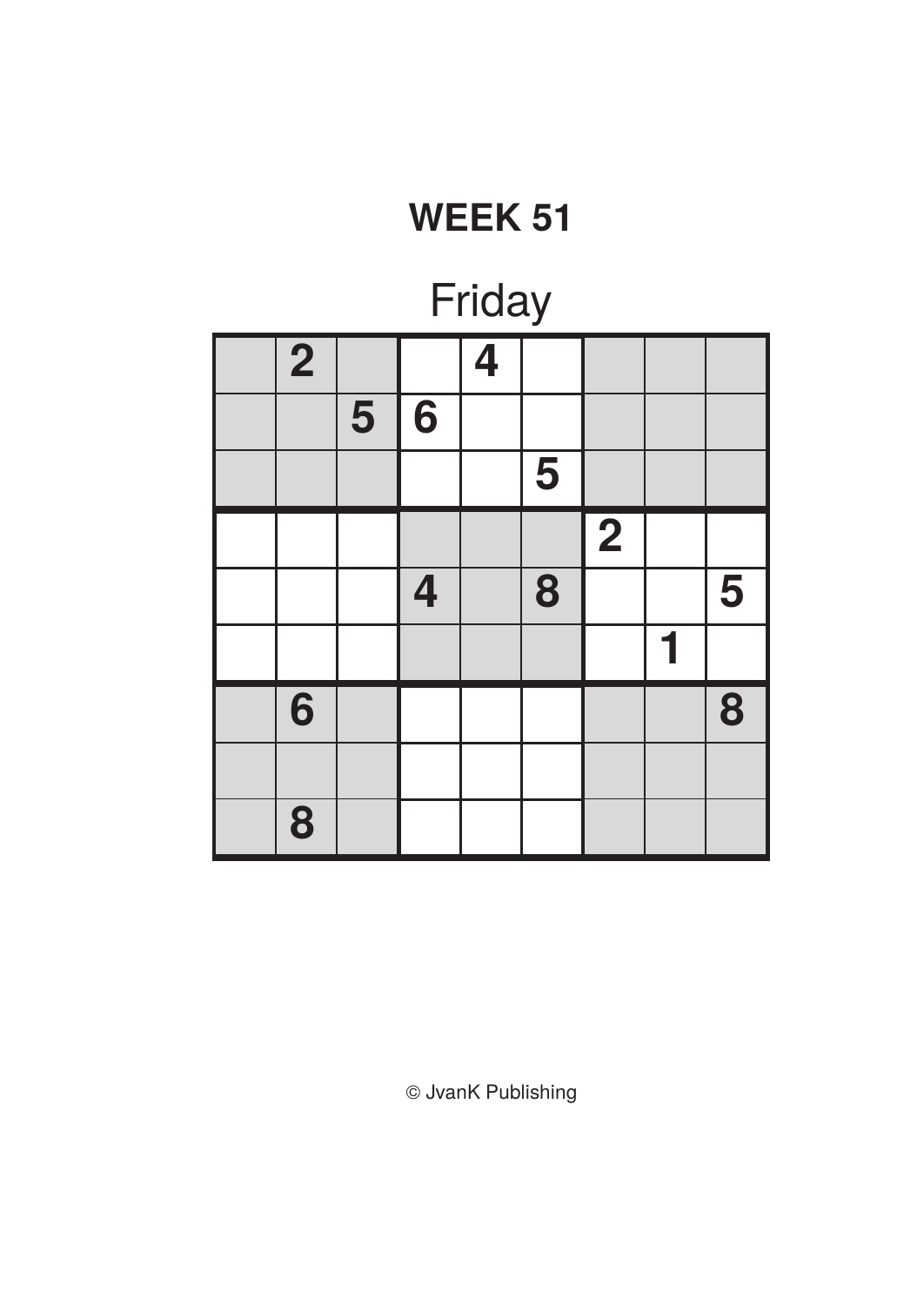# WEEK 51

## Friday

|   |   |   |   |   |   |   |   |   |
|---|---|---|---|---|---|---|---|---|
|   | 2 |   |   | 4 |   |   |   |   |
|   |   | 5 | 6 |   |   |   |   |   |
|   |   |   |   |   | 5 |   |   |   |
|   |   |   |   |   |   | 2 |   |   |
|   |   |   | 4 |   | 8 |   |   | 5 |
|   |   |   |   |   |   |   | 1 |   |
|   | 6 |   |   |   |   |   |   | 8 |
|   |   |   |   |   |   |   |   |   |
|   | 8 |   |   |   |   |   |   |   |

© JvanK Publishing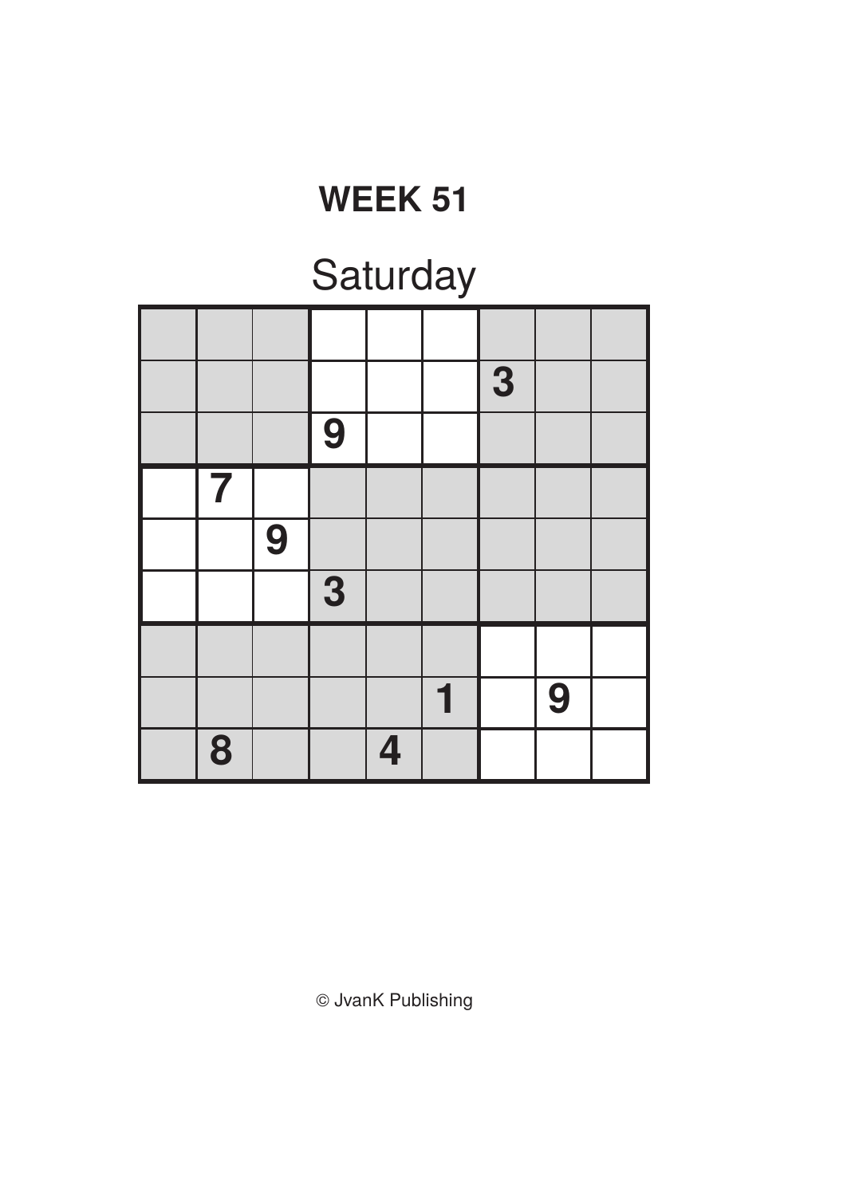## WEEK 51

# Saturday

| | | | | | | | | |
|---|---|---|---|---|---|---|---|---|
| | | | | | | | | |
| | | | | | | 3 | | |
| | | | 9 | | | | | |
| | 7 | | | | | | | |
| | | 9 | | | | | | |
| | | | 3 | | | | | |
| | | | | | | | | |
| | | | | | 1 | | 9 | |
| | 8 | | | 4 | | | | |

© JvanK Publishing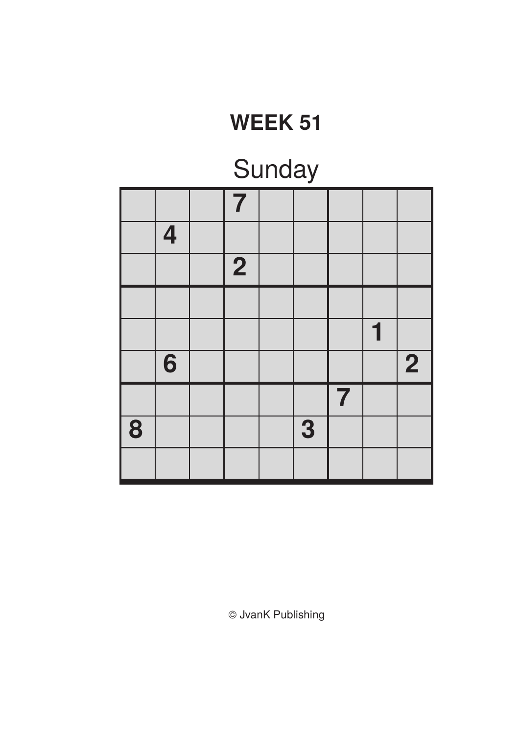# WEEK 51

## Sunday

| | | | | | | | | |
|---|---|---|---|---|---|---|---|---|
| | | | 7 | | | | | |
| | 4 | | | | | | | |
| | | | 2 | | | | | |
| | | | | | | | | |
| | | | | | | | 1 | |
| | 6 | | | | | | | 2 |
| | | | | | | 7 | | |
| 8 | | | | | 3 | | | |
| | | | | | | | | |

© JvanK Publishing